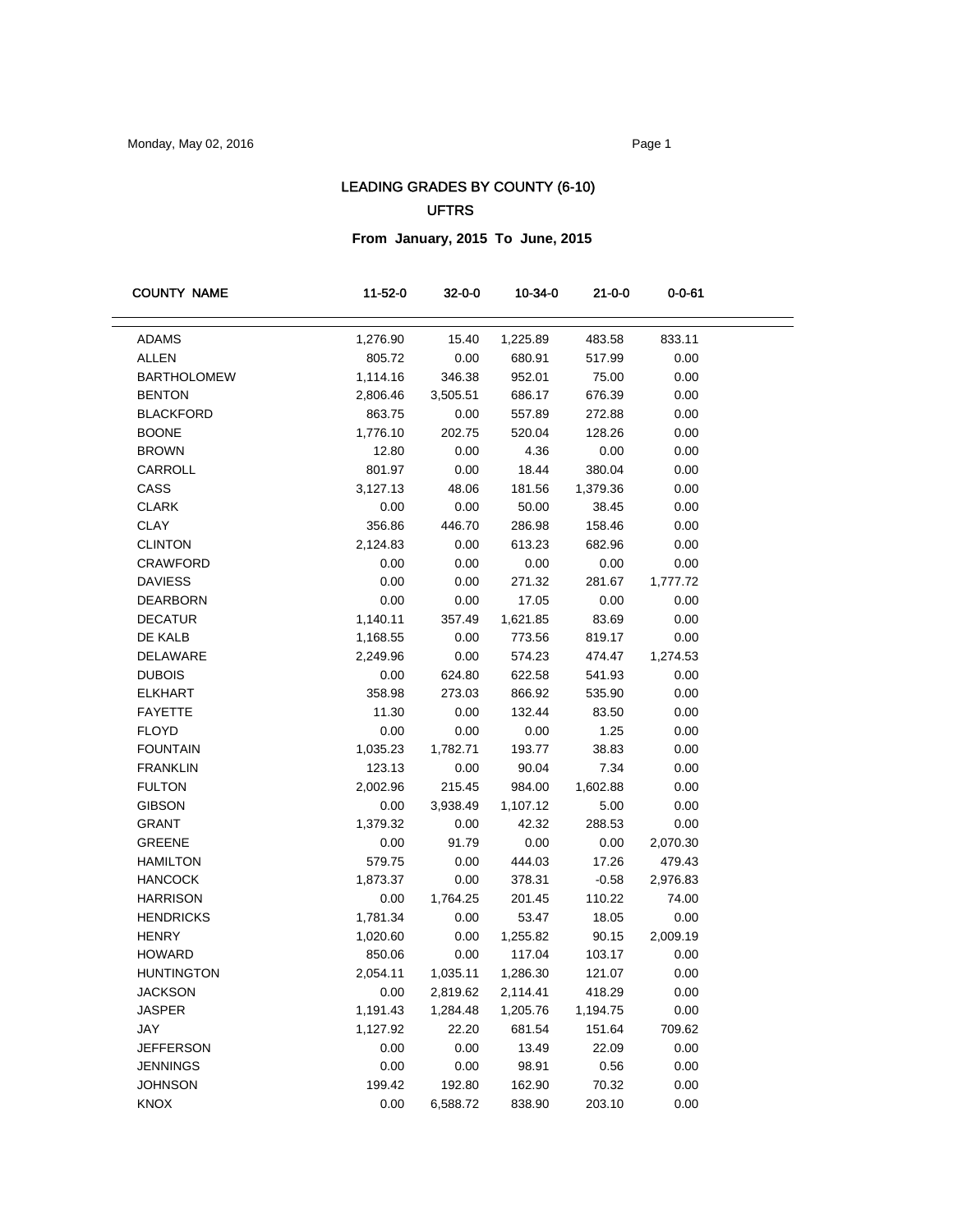# LEADING GRADES BY COUNTY (6-10)

## UFTRS

### From January, 2015 To June, 2015

| COUNTY NAME | 11-52-0 | 32-0-0 | 10-34-0 | 21-0-0 | 0-0-61 |
|---|---|---|---|---|---|
| ADAMS | 1,276.90 | 15.40 | 1,225.89 | 483.58 | 833.11 |
| ALLEN | 805.72 | 0.00 | 680.91 | 517.99 | 0.00 |
| BARTHOLOMEW | 1,114.16 | 346.38 | 952.01 | 75.00 | 0.00 |
| BENTON | 2,806.46 | 3,505.51 | 686.17 | 676.39 | 0.00 |
| BLACKFORD | 863.75 | 0.00 | 557.89 | 272.88 | 0.00 |
| BOONE | 1,776.10 | 202.75 | 520.04 | 128.26 | 0.00 |
| BROWN | 12.80 | 0.00 | 4.36 | 0.00 | 0.00 |
| CARROLL | 801.97 | 0.00 | 18.44 | 380.04 | 0.00 |
| CASS | 3,127.13 | 48.06 | 181.56 | 1,379.36 | 0.00 |
| CLARK | 0.00 | 0.00 | 50.00 | 38.45 | 0.00 |
| CLAY | 356.86 | 446.70 | 286.98 | 158.46 | 0.00 |
| CLINTON | 2,124.83 | 0.00 | 613.23 | 682.96 | 0.00 |
| CRAWFORD | 0.00 | 0.00 | 0.00 | 0.00 | 0.00 |
| DAVIESS | 0.00 | 0.00 | 271.32 | 281.67 | 1,777.72 |
| DEARBORN | 0.00 | 0.00 | 17.05 | 0.00 | 0.00 |
| DECATUR | 1,140.11 | 357.49 | 1,621.85 | 83.69 | 0.00 |
| DE KALB | 1,168.55 | 0.00 | 773.56 | 819.17 | 0.00 |
| DELAWARE | 2,249.96 | 0.00 | 574.23 | 474.47 | 1,274.53 |
| DUBOIS | 0.00 | 624.80 | 622.58 | 541.93 | 0.00 |
| ELKHART | 358.98 | 273.03 | 866.92 | 535.90 | 0.00 |
| FAYETTE | 11.30 | 0.00 | 132.44 | 83.50 | 0.00 |
| FLOYD | 0.00 | 0.00 | 0.00 | 1.25 | 0.00 |
| FOUNTAIN | 1,035.23 | 1,782.71 | 193.77 | 38.83 | 0.00 |
| FRANKLIN | 123.13 | 0.00 | 90.04 | 7.34 | 0.00 |
| FULTON | 2,002.96 | 215.45 | 984.00 | 1,602.88 | 0.00 |
| GIBSON | 0.00 | 3,938.49 | 1,107.12 | 5.00 | 0.00 |
| GRANT | 1,379.32 | 0.00 | 42.32 | 288.53 | 0.00 |
| GREENE | 0.00 | 91.79 | 0.00 | 0.00 | 2,070.30 |
| HAMILTON | 579.75 | 0.00 | 444.03 | 17.26 | 479.43 |
| HANCOCK | 1,873.37 | 0.00 | 378.31 | -0.58 | 2,976.83 |
| HARRISON | 0.00 | 1,764.25 | 201.45 | 110.22 | 74.00 |
| HENDRICKS | 1,781.34 | 0.00 | 53.47 | 18.05 | 0.00 |
| HENRY | 1,020.60 | 0.00 | 1,255.82 | 90.15 | 2,009.19 |
| HOWARD | 850.06 | 0.00 | 117.04 | 103.17 | 0.00 |
| HUNTINGTON | 2,054.11 | 1,035.11 | 1,286.30 | 121.07 | 0.00 |
| JACKSON | 0.00 | 2,819.62 | 2,114.41 | 418.29 | 0.00 |
| JASPER | 1,191.43 | 1,284.48 | 1,205.76 | 1,194.75 | 0.00 |
| JAY | 1,127.92 | 22.20 | 681.54 | 151.64 | 709.62 |
| JEFFERSON | 0.00 | 0.00 | 13.49 | 22.09 | 0.00 |
| JENNINGS | 0.00 | 0.00 | 98.91 | 0.56 | 0.00 |
| JOHNSON | 199.42 | 192.80 | 162.90 | 70.32 | 0.00 |
| KNOX | 0.00 | 6,588.72 | 838.90 | 203.10 | 0.00 |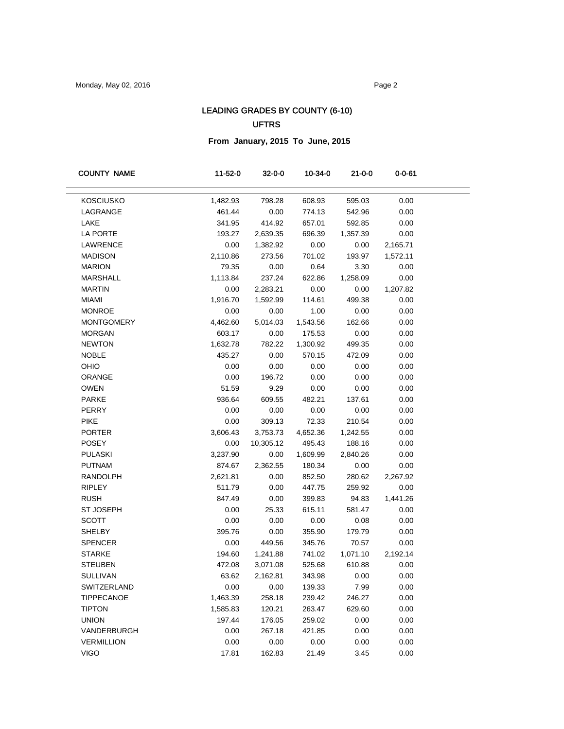# LEADING GRADES BY COUNTY (6-10)

## UFTRS

### From January, 2015 To June, 2015

| COUNTY NAME | 11-52-0 | 32-0-0 | 10-34-0 | 21-0-0 | 0-0-61 |
|---|---|---|---|---|---|
| KOSCIUSKO | 1,482.93 | 798.28 | 608.93 | 595.03 | 0.00 |
| LAGRANGE | 461.44 | 0.00 | 774.13 | 542.96 | 0.00 |
| LAKE | 341.95 | 414.92 | 657.01 | 592.85 | 0.00 |
| LA PORTE | 193.27 | 2,639.35 | 696.39 | 1,357.39 | 0.00 |
| LAWRENCE | 0.00 | 1,382.92 | 0.00 | 0.00 | 2,165.71 |
| MADISON | 2,110.86 | 273.56 | 701.02 | 193.97 | 1,572.11 |
| MARION | 79.35 | 0.00 | 0.64 | 3.30 | 0.00 |
| MARSHALL | 1,113.84 | 237.24 | 622.86 | 1,258.09 | 0.00 |
| MARTIN | 0.00 | 2,283.21 | 0.00 | 0.00 | 1,207.82 |
| MIAMI | 1,916.70 | 1,592.99 | 114.61 | 499.38 | 0.00 |
| MONROE | 0.00 | 0.00 | 1.00 | 0.00 | 0.00 |
| MONTGOMERY | 4,462.60 | 5,014.03 | 1,543.56 | 162.66 | 0.00 |
| MORGAN | 603.17 | 0.00 | 175.53 | 0.00 | 0.00 |
| NEWTON | 1,632.78 | 782.22 | 1,300.92 | 499.35 | 0.00 |
| NOBLE | 435.27 | 0.00 | 570.15 | 472.09 | 0.00 |
| OHIO | 0.00 | 0.00 | 0.00 | 0.00 | 0.00 |
| ORANGE | 0.00 | 196.72 | 0.00 | 0.00 | 0.00 |
| OWEN | 51.59 | 9.29 | 0.00 | 0.00 | 0.00 |
| PARKE | 936.64 | 609.55 | 482.21 | 137.61 | 0.00 |
| PERRY | 0.00 | 0.00 | 0.00 | 0.00 | 0.00 |
| PIKE | 0.00 | 309.13 | 72.33 | 210.54 | 0.00 |
| PORTER | 3,606.43 | 3,753.73 | 4,652.36 | 1,242.55 | 0.00 |
| POSEY | 0.00 | 10,305.12 | 495.43 | 188.16 | 0.00 |
| PULASKI | 3,237.90 | 0.00 | 1,609.99 | 2,840.26 | 0.00 |
| PUTNAM | 874.67 | 2,362.55 | 180.34 | 0.00 | 0.00 |
| RANDOLPH | 2,621.81 | 0.00 | 852.50 | 280.62 | 2,267.92 |
| RIPLEY | 511.79 | 0.00 | 447.75 | 259.92 | 0.00 |
| RUSH | 847.49 | 0.00 | 399.83 | 94.83 | 1,441.26 |
| ST JOSEPH | 0.00 | 25.33 | 615.11 | 581.47 | 0.00 |
| SCOTT | 0.00 | 0.00 | 0.00 | 0.08 | 0.00 |
| SHELBY | 395.76 | 0.00 | 355.90 | 179.79 | 0.00 |
| SPENCER | 0.00 | 449.56 | 345.76 | 70.57 | 0.00 |
| STARKE | 194.60 | 1,241.88 | 741.02 | 1,071.10 | 2,192.14 |
| STEUBEN | 472.08 | 3,071.08 | 525.68 | 610.88 | 0.00 |
| SULLIVAN | 63.62 | 2,162.81 | 343.98 | 0.00 | 0.00 |
| SWITZERLAND | 0.00 | 0.00 | 139.33 | 7.99 | 0.00 |
| TIPPECANOE | 1,463.39 | 258.18 | 239.42 | 246.27 | 0.00 |
| TIPTON | 1,585.83 | 120.21 | 263.47 | 629.60 | 0.00 |
| UNION | 197.44 | 176.05 | 259.02 | 0.00 | 0.00 |
| VANDERBURGH | 0.00 | 267.18 | 421.85 | 0.00 | 0.00 |
| VERMILLION | 0.00 | 0.00 | 0.00 | 0.00 | 0.00 |
| VIGO | 17.81 | 162.83 | 21.49 | 3.45 | 0.00 |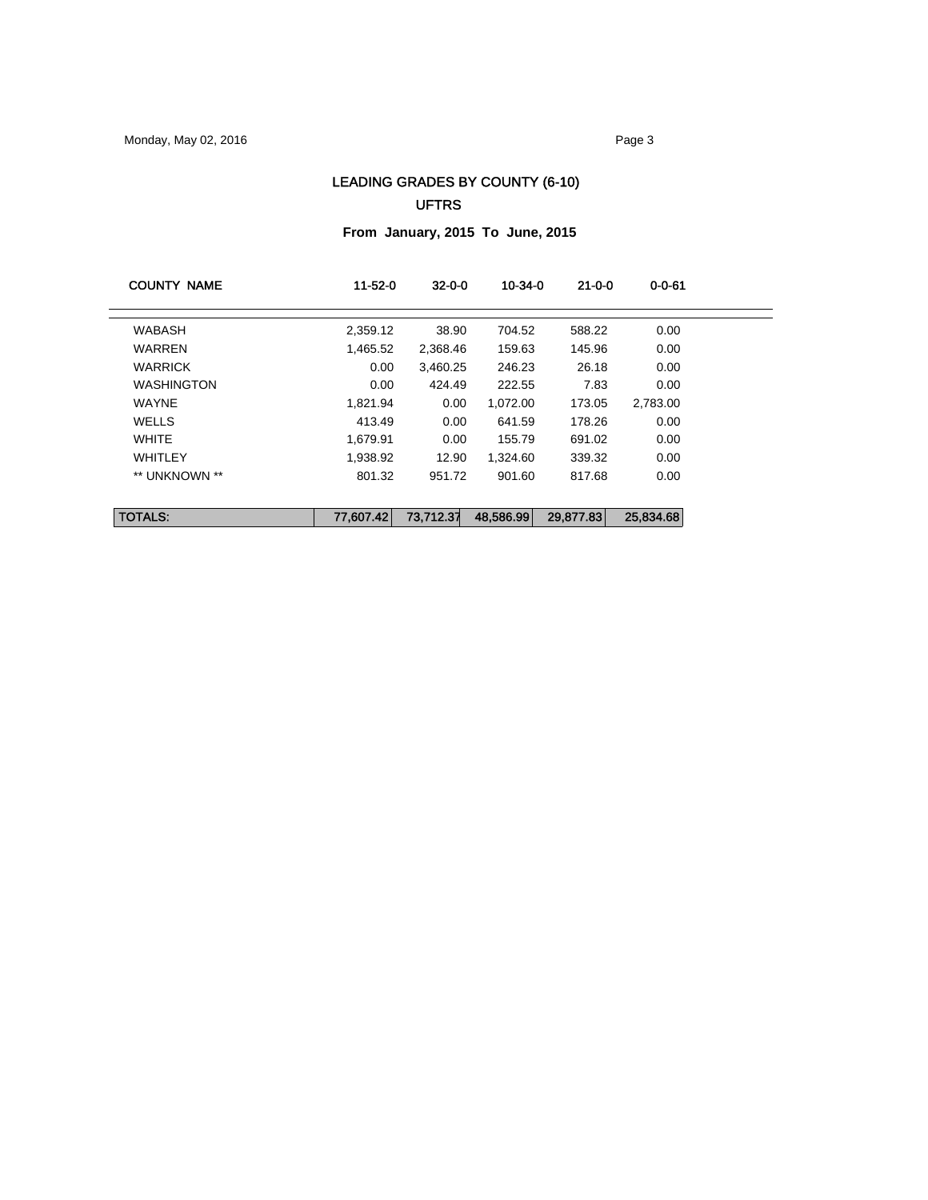# LEADING GRADES BY COUNTY (6-10)

## UFTRS

**From January, 2015 To June, 2015**

| COUNTY NAME | 11-52-0 | 32-0-0 | 10-34-0 | 21-0-0 | 0-0-61 |
|---|---|---|---|---|---|
| WABASH | 2,359.12 | 38.90 | 704.52 | 588.22 | 0.00 |
| WARREN | 1,465.52 | 2,368.46 | 159.63 | 145.96 | 0.00 |
| WARRICK | 0.00 | 3,460.25 | 246.23 | 26.18 | 0.00 |
| WASHINGTON | 0.00 | 424.49 | 222.55 | 7.83 | 0.00 |
| WAYNE | 1,821.94 | 0.00 | 1,072.00 | 173.05 | 2,783.00 |
| WELLS | 413.49 | 0.00 | 641.59 | 178.26 | 0.00 |
| WHITE | 1,679.91 | 0.00 | 155.79 | 691.02 | 0.00 |
| WHITLEY | 1,938.92 | 12.90 | 1,324.60 | 339.32 | 0.00 |
| ** UNKNOWN ** | 801.32 | 951.72 | 901.60 | 817.68 | 0.00 |
| TOTALS: | 77,607.42 | 73,712.37 | 48,586.99 | 29,877.83 | 25,834.68 |